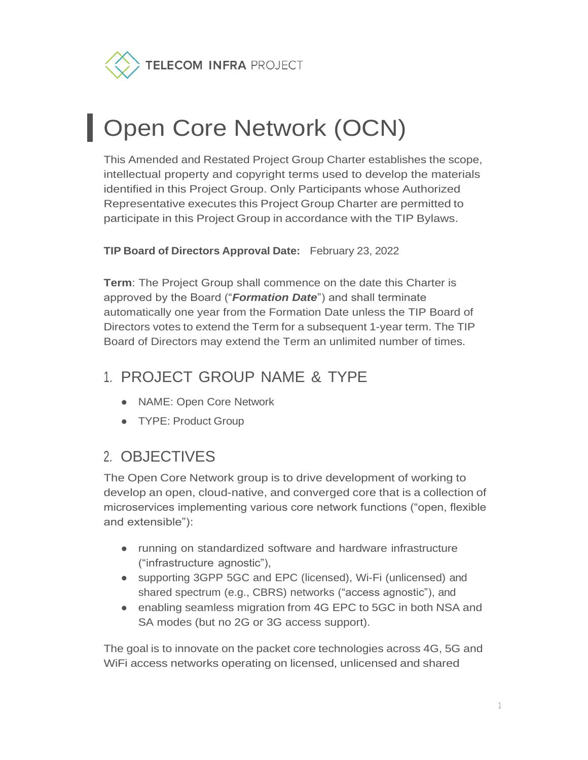# Open Core Network (OCN)

This Amended and Restated Project Group Charter establishes the scope, intellectual property and copyright terms used to develop the materials identified in this Project Group. Only Participants whose Authorized Representative executes this Project Group Charter are permitted to participate in this Project Group in accordance with the TIP Bylaws.

**TIP Board of Directors Approval Date:** February 23, 2022

**Term**: The Project Group shall commence on the date this Charter is approved by the Board ("***Formation Date***") and shall terminate automatically one year from the Formation Date unless the TIP Board of Directors votes to extend the Term for a subsequent 1-year term. The TIP Board of Directors may extend the Term an unlimited number of times.

## 1. PROJECT GROUP NAME & TYPE

- NAME: Open Core Network
- TYPE: Product Group

## 2. OBJECTIVES

The Open Core Network group is to drive development of working to develop an open, cloud-native, and converged core that is a collection of microservices implementing various core network functions ("open, flexible and extensible"):

- running on standardized software and hardware infrastructure ("infrastructure agnostic"),
- supporting 3GPP 5GC and EPC (licensed), Wi-Fi (unlicensed) and shared spectrum (e.g., CBRS) networks ("access agnostic"), and
- enabling seamless migration from 4G EPC to 5GC in both NSA and SA modes (but no 2G or 3G access support).

The goal is to innovate on the packet core technologies across 4G, 5G and WiFi access networks operating on licensed, unlicensed and shared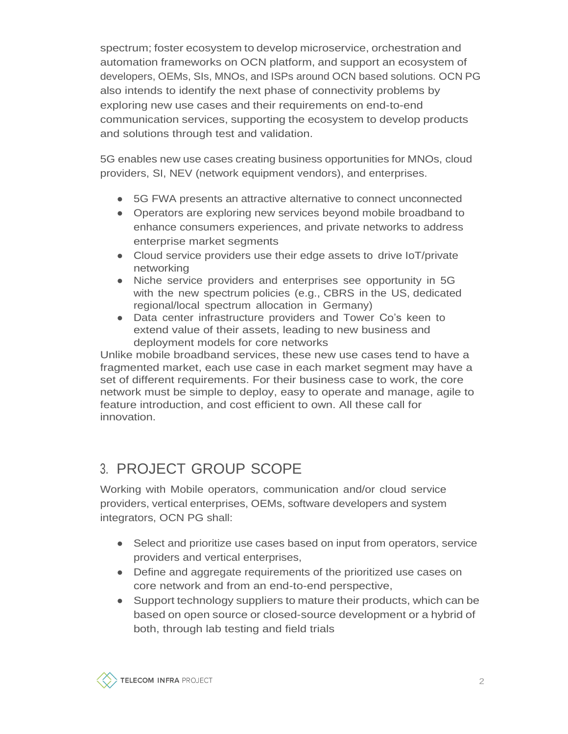spectrum; foster ecosystem to develop microservice, orchestration and automation frameworks on OCN platform, and support an ecosystem of developers, OEMs, SIs, MNOs, and ISPs around OCN based solutions. OCN PG also intends to identify the next phase of connectivity problems by exploring new use cases and their requirements on end-to-end communication services, supporting the ecosystem to develop products and solutions through test and validation.

5G enables new use cases creating business opportunities for MNOs, cloud providers, SI, NEV (network equipment vendors), and enterprises.

- 5G FWA presents an attractive alternative to connect unconnected
- Operators are exploring new services beyond mobile broadband to enhance consumers experiences, and private networks to address enterprise market segments
- Cloud service providers use their edge assets to drive IoT/private networking
- Niche service providers and enterprises see opportunity in 5G with the new spectrum policies (e.g., CBRS in the US, dedicated regional/local spectrum allocation in Germany)
- Data center infrastructure providers and Tower Co's keen to extend value of their assets, leading to new business and deployment models for core networks

Unlike mobile broadband services, these new use cases tend to have a fragmented market, each use case in each market segment may have a set of different requirements. For their business case to work, the core network must be simple to deploy, easy to operate and manage, agile to feature introduction, and cost efficient to own. All these call for innovation.

## 3. PROJECT GROUP SCOPE

Working with Mobile operators, communication and/or cloud service providers, vertical enterprises, OEMs, software developers and system integrators, OCN PG shall:

- Select and prioritize use cases based on input from operators, service providers and vertical enterprises,
- Define and aggregate requirements of the prioritized use cases on core network and from an end-to-end perspective,
- Support technology suppliers to mature their products, which can be based on open source or closed-source development or a hybrid of both, through lab testing and field trials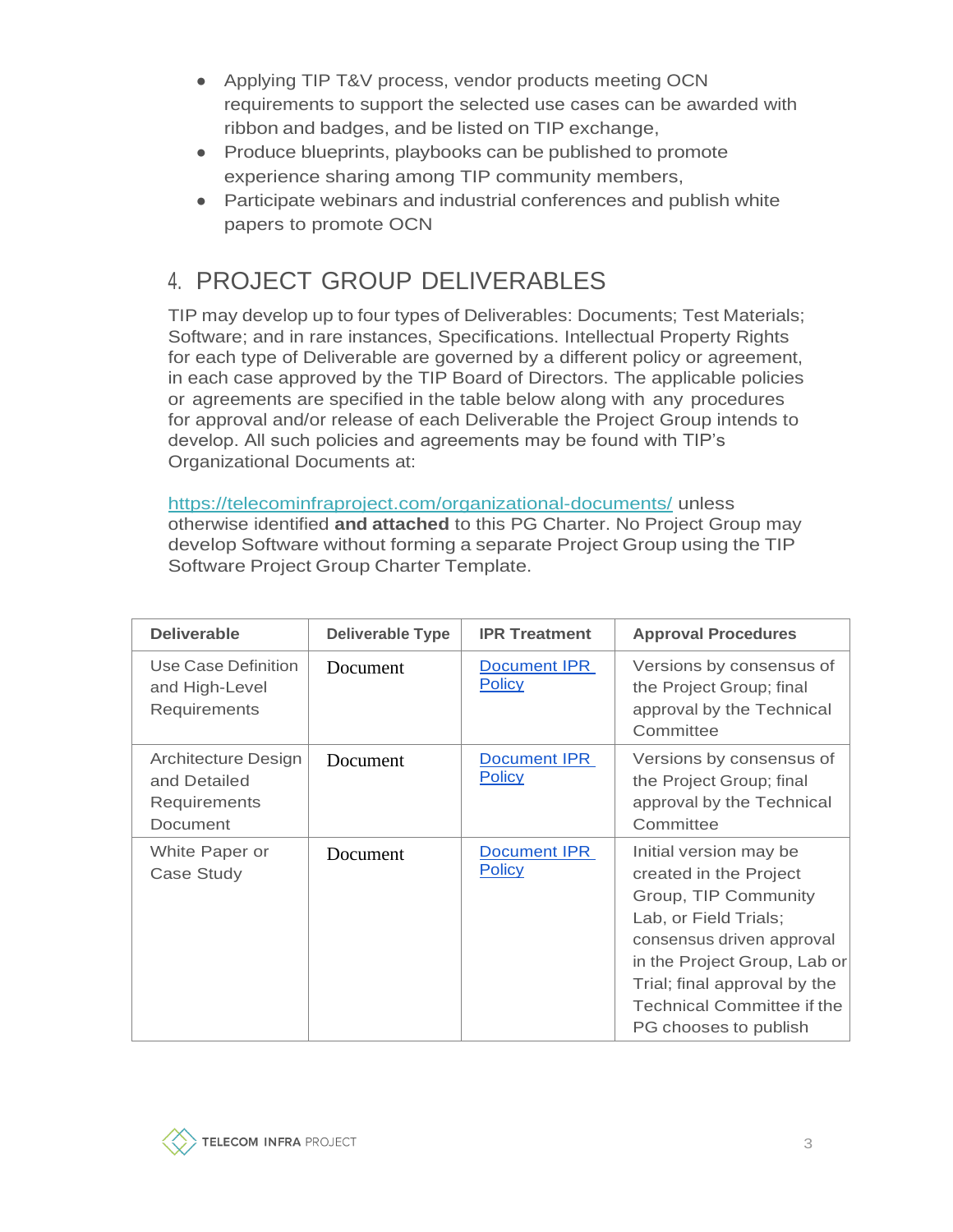- Applying TIP T&V process, vendor products meeting OCN requirements to support the selected use cases can be awarded with ribbon and badges, and be listed on TIP exchange,
- Produce blueprints, playbooks can be published to promote experience sharing among TIP community members,
- Participate webinars and industrial conferences and publish white papers to promote OCN

## 4. PROJECT GROUP DELIVERABLES

TIP may develop up to four types of Deliverables: Documents; Test Materials; Software; and in rare instances, Specifications. Intellectual Property Rights for each type of Deliverable are governed by a different policy or agreement, in each case approved by the TIP Board of Directors. The applicable policies or agreements are specified in the table below along with any procedures for approval and/or release of each Deliverable the Project Group intends to develop. All such policies and agreements may be found with TIP's Organizational Documents at:

https://telecominfraproject.com/organizational-documents/ unless otherwise identified **and attached** to this PG Charter. No Project Group may develop Software without forming a separate Project Group using the TIP Software Project Group Charter Template.

| Deliverable | Deliverable Type | IPR Treatment | Approval Procedures |
|---|---|---|---|
| Use Case Definition and High-Level Requirements | Document | Document IPR Policy | Versions by consensus of the Project Group; final approval by the Technical Committee |
| Architecture Design and Detailed Requirements Document | Document | Document IPR Policy | Versions by consensus of the Project Group; final approval by the Technical Committee |
| White Paper or Case Study | Document | Document IPR Policy | Initial version may be created in the Project Group, TIP Community Lab, or Field Trials; consensus driven approval in the Project Group, Lab or Trial; final approval by the Technical Committee if the PG chooses to publish |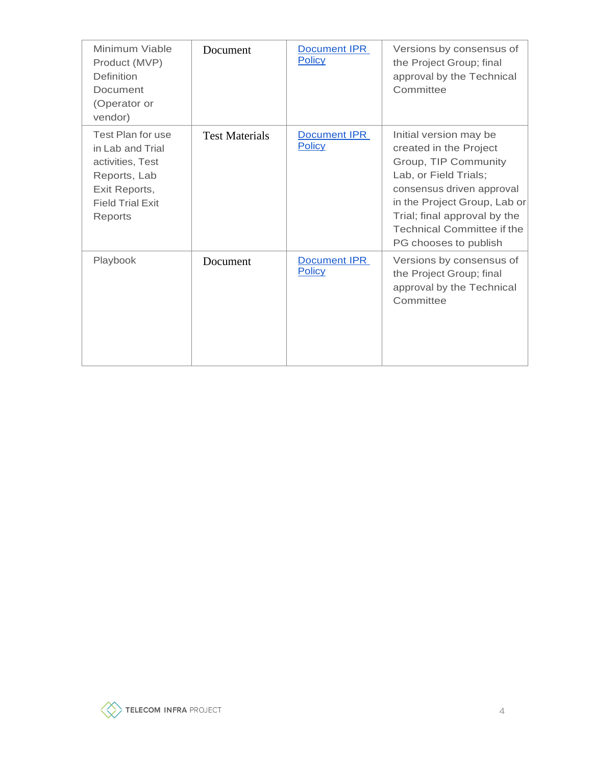| Minimum Viable Product (MVP) Definition Document (Operator or vendor) | Document | Document IPR Policy | Versions by consensus of the Project Group; final approval by the Technical Committee |
|---|---|---|---|
| Test Plan for use in Lab and Trial activities, Test Reports, Lab Exit Reports, Field Trial Exit Reports | Test Materials | Document IPR Policy | Initial version may be created in the Project Group, TIP Community Lab, or Field Trials; consensus driven approval in the Project Group, Lab or Trial; final approval by the Technical Committee if the PG chooses to publish |
| Playbook | Document | Document IPR Policy | Versions by consensus of the Project Group; final approval by the Technical Committee |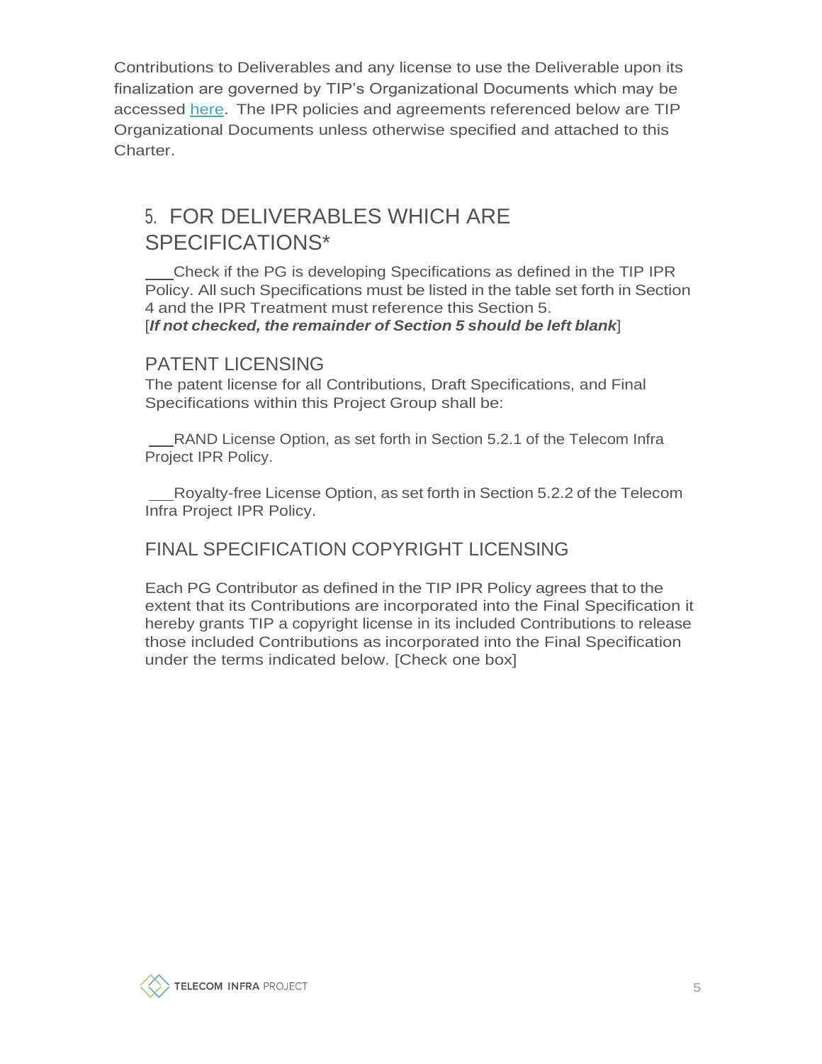Contributions to Deliverables and any license to use the Deliverable upon its finalization are governed by TIP's Organizational Documents which may be accessed here. The IPR policies and agreements referenced below are TIP Organizational Documents unless otherwise specified and attached to this Charter.

## 5. FOR DELIVERABLES WHICH ARE SPECIFICATIONS*

___Check if the PG is developing Specifications as defined in the TIP IPR Policy. All such Specifications must be listed in the table set forth in Section 4 and the IPR Treatment must reference this Section 5.
[***If not checked, the remainder of Section 5 should be left blank***]

### PATENT LICENSING

The patent license for all Contributions, Draft Specifications, and Final Specifications within this Project Group shall be:

___RAND License Option, as set forth in Section 5.2.1 of the Telecom Infra Project IPR Policy.

___Royalty-free License Option, as set forth in Section 5.2.2 of the Telecom Infra Project IPR Policy.

### FINAL SPECIFICATION COPYRIGHT LICENSING

Each PG Contributor as defined in the TIP IPR Policy agrees that to the extent that its Contributions are incorporated into the Final Specification it hereby grants TIP a copyright license in its included Contributions to release those included Contributions as incorporated into the Final Specification under the terms indicated below. [Check one box]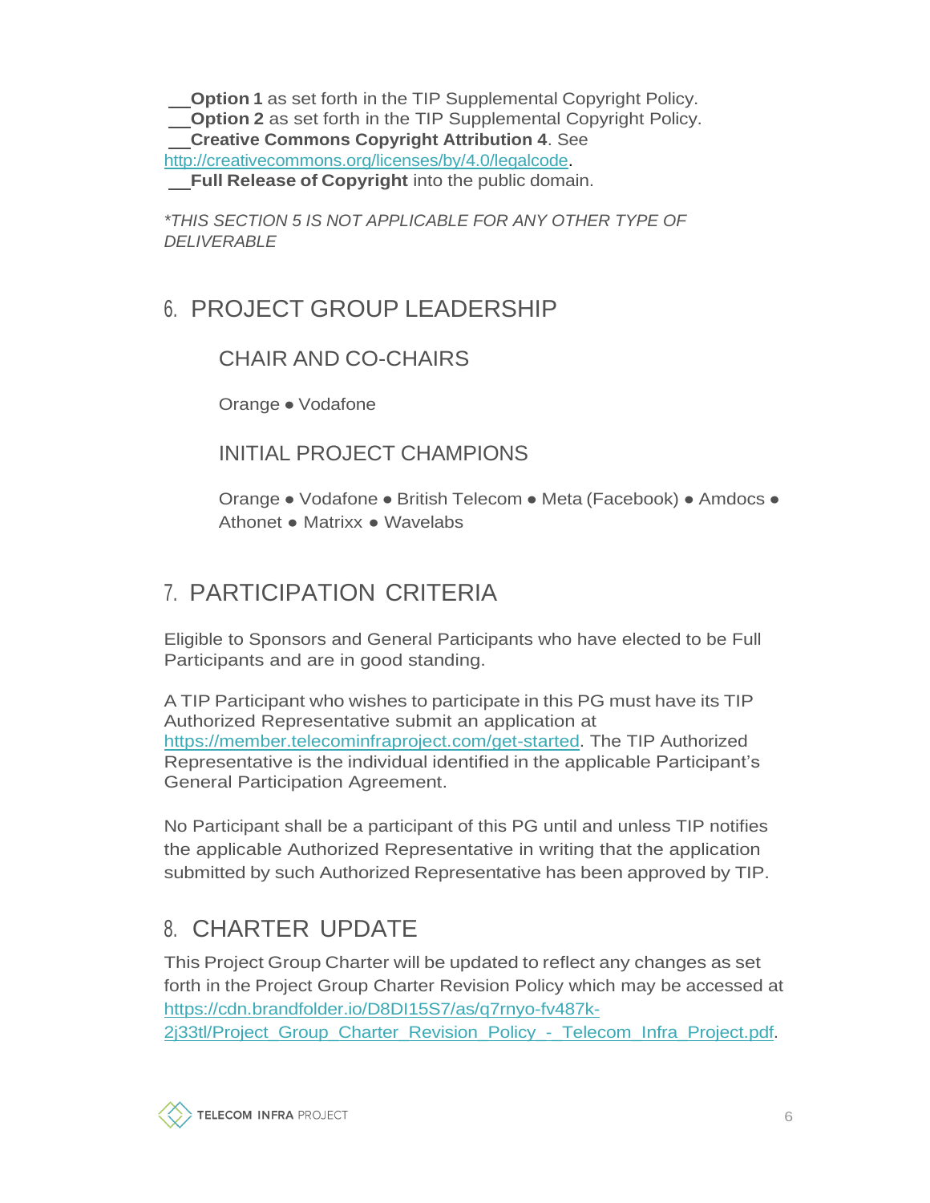\_\_**Option 1** as set forth in the TIP Supplemental Copyright Policy.
\_\_**Option 2** as set forth in the TIP Supplemental Copyright Policy.
\_\_**Creative Commons Copyright Attribution 4**. See http://creativecommons.org/licenses/by/4.0/legalcode.
\_\_**Full Release of Copyright** into the public domain.

*\*THIS SECTION 5 IS NOT APPLICABLE FOR ANY OTHER TYPE OF DELIVERABLE*

# 6. PROJECT GROUP LEADERSHIP

## CHAIR AND CO-CHAIRS

Orange ● Vodafone

## INITIAL PROJECT CHAMPIONS

Orange ● Vodafone ● British Telecom ● Meta (Facebook) ● Amdocs ● Athonet ● Matrixx ● Wavelabs

# 7. PARTICIPATION CRITERIA

Eligible to Sponsors and General Participants who have elected to be Full Participants and are in good standing.

A TIP Participant who wishes to participate in this PG must have its TIP Authorized Representative submit an application at https://member.telecominfraproject.com/get-started. The TIP Authorized Representative is the individual identified in the applicable Participant's General Participation Agreement.

No Participant shall be a participant of this PG until and unless TIP notifies the applicable Authorized Representative in writing that the application submitted by such Authorized Representative has been approved by TIP.

# 8. CHARTER UPDATE

This Project Group Charter will be updated to reflect any changes as set forth in the Project Group Charter Revision Policy which may be accessed at https://cdn.brandfolder.io/D8DI15S7/as/q7rnyo-fv487k-2j33tl/Project_Group_Charter_Revision_Policy_-_Telecom_Infra_Project.pdf.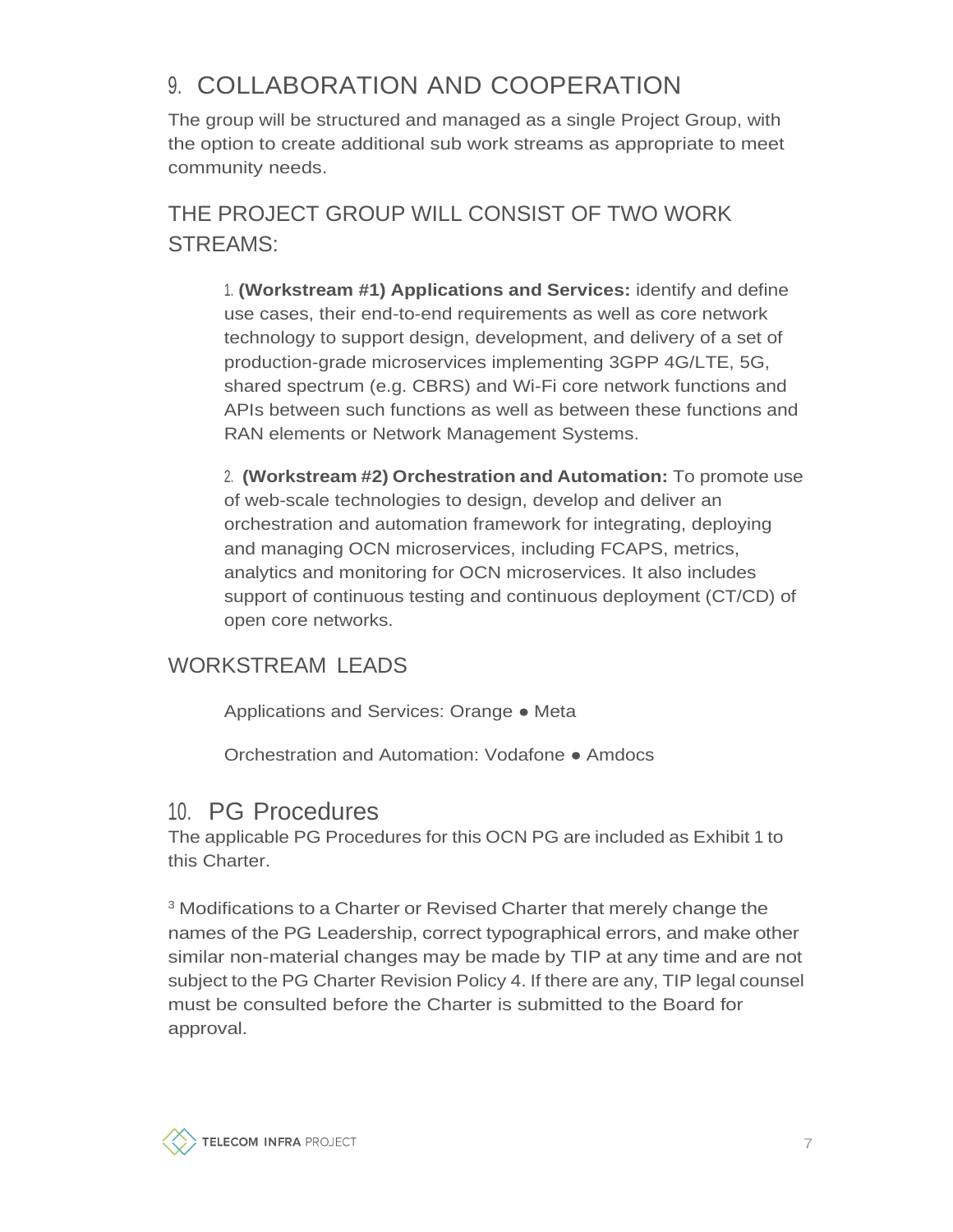## 9. COLLABORATION AND COOPERATION

The group will be structured and managed as a single Project Group, with the option to create additional sub work streams as appropriate to meet community needs.

### THE PROJECT GROUP WILL CONSIST OF TWO WORK STREAMS:

1. **(Workstream #1) Applications and Services:** identify and define use cases, their end-to-end requirements as well as core network technology to support design, development, and delivery of a set of production-grade microservices implementing 3GPP 4G/LTE, 5G, shared spectrum (e.g. CBRS) and Wi-Fi core network functions and APIs between such functions as well as between these functions and RAN elements or Network Management Systems.

2. **(Workstream #2) Orchestration and Automation:** To promote use of web-scale technologies to design, develop and deliver an orchestration and automation framework for integrating, deploying and managing OCN microservices, including FCAPS, metrics, analytics and monitoring for OCN microservices. It also includes support of continuous testing and continuous deployment (CT/CD) of open core networks.

### WORKSTREAM LEADS

Applications and Services: Orange ● Meta

Orchestration and Automation: Vodafone ● Amdocs

## 10. PG Procedures

The applicable PG Procedures for this OCN PG are included as Exhibit 1 to this Charter.

[3] Modifications to a Charter or Revised Charter that merely change the names of the PG Leadership, correct typographical errors, and make other similar non-material changes may be made by TIP at any time and are not subject to the PG Charter Revision Policy 4. If there are any, TIP legal counsel must be consulted before the Charter is submitted to the Board for approval.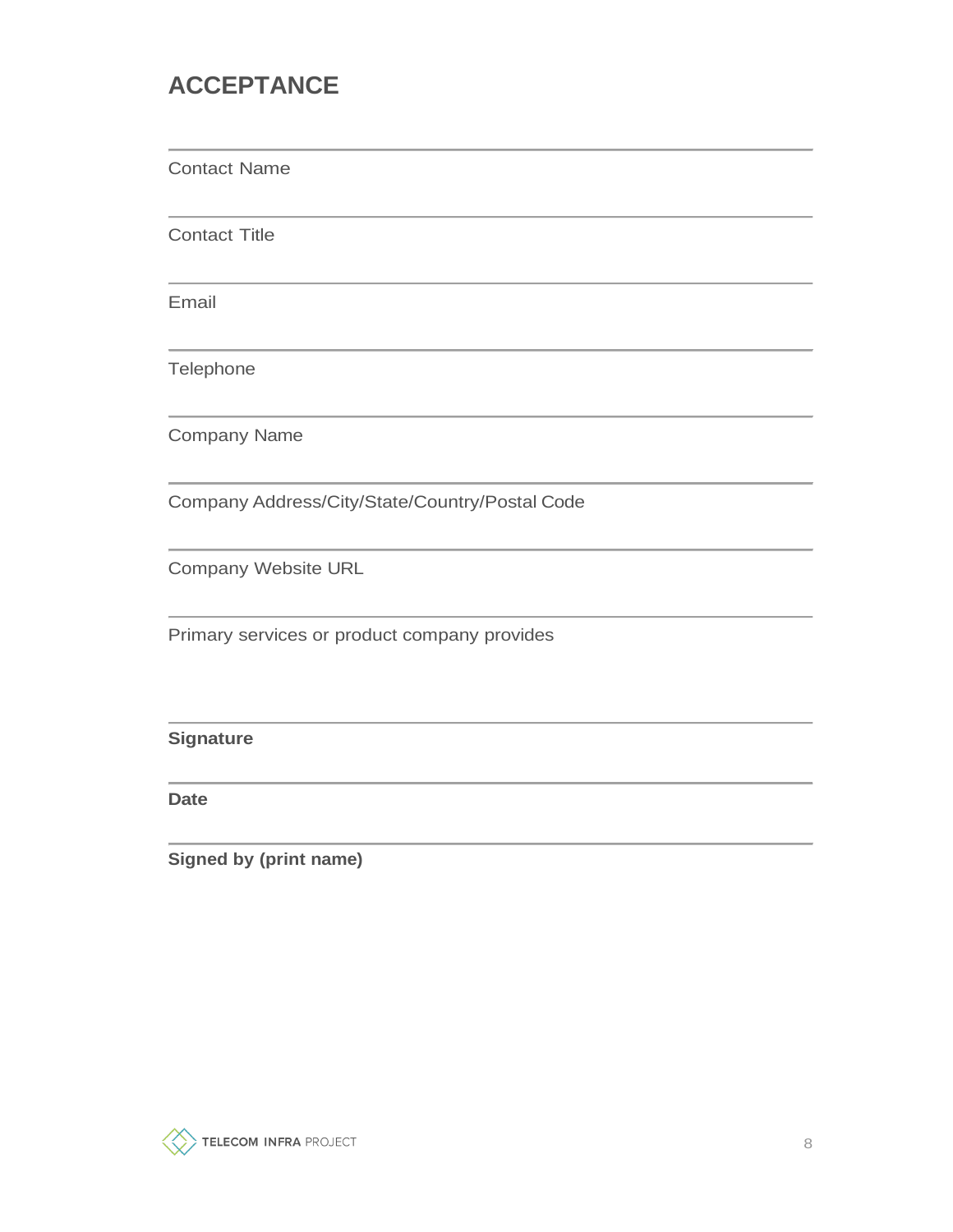## ACCEPTANCE

Contact Name

Contact Title

Email

Telephone

Company Name

Company Address/City/State/Country/Postal Code

Company Website URL

Primary services or product company provides

**Signature**

**Date**

**Signed by (print name)**